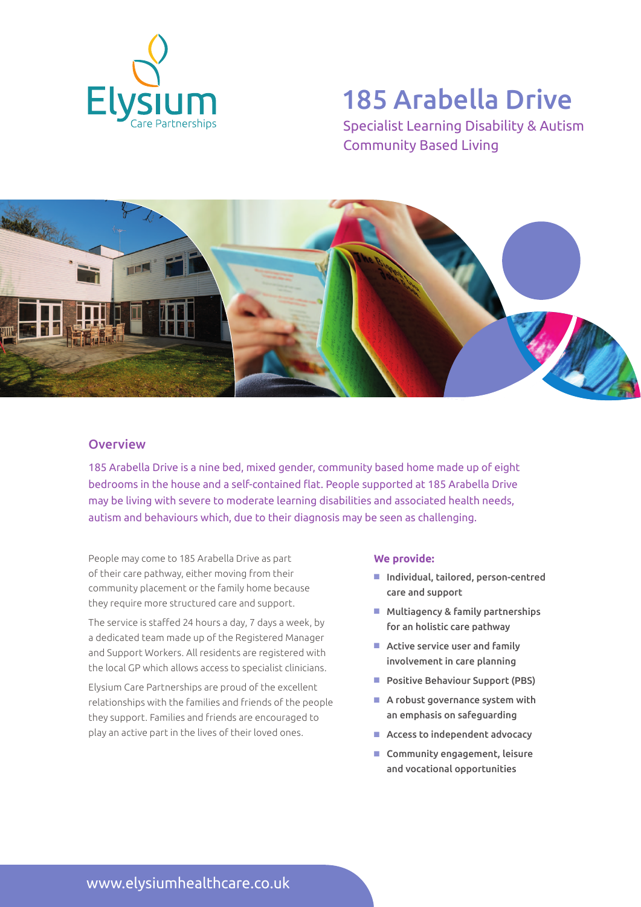Elysium
Care Partnerships

# 185 Arabella Drive

Specialist Learning Disability & Autism
Community Based Living

## Overview

185 Arabella Drive is a nine bed, mixed gender, community based home made up of eight bedrooms in the house and a self-contained flat. People supported at 185 Arabella Drive may be living with severe to moderate learning disabilities and associated health needs, autism and behaviours which, due to their diagnosis may be seen as challenging.

People may come to 185 Arabella Drive as part of their care pathway, either moving from their community placement or the family home because they require more structured care and support.

The service is staffed 24 hours a day, 7 days a week, by a dedicated team made up of the Registered Manager and Support Workers. All residents are registered with the local GP which allows access to specialist clinicians.

Elysium Care Partnerships are proud of the excellent relationships with the families and friends of the people they support. Families and friends are encouraged to play an active part in the lives of their loved ones.

**We provide:**

- Individual, tailored, person-centred care and support
- Multiagency & family partnerships for an holistic care pathway
- Active service user and family involvement in care planning
- Positive Behaviour Support (PBS)
- A robust governance system with an emphasis on safeguarding
- Access to independent advocacy
- Community engagement, leisure and vocational opportunities

www.elysiumhealthcare.co.uk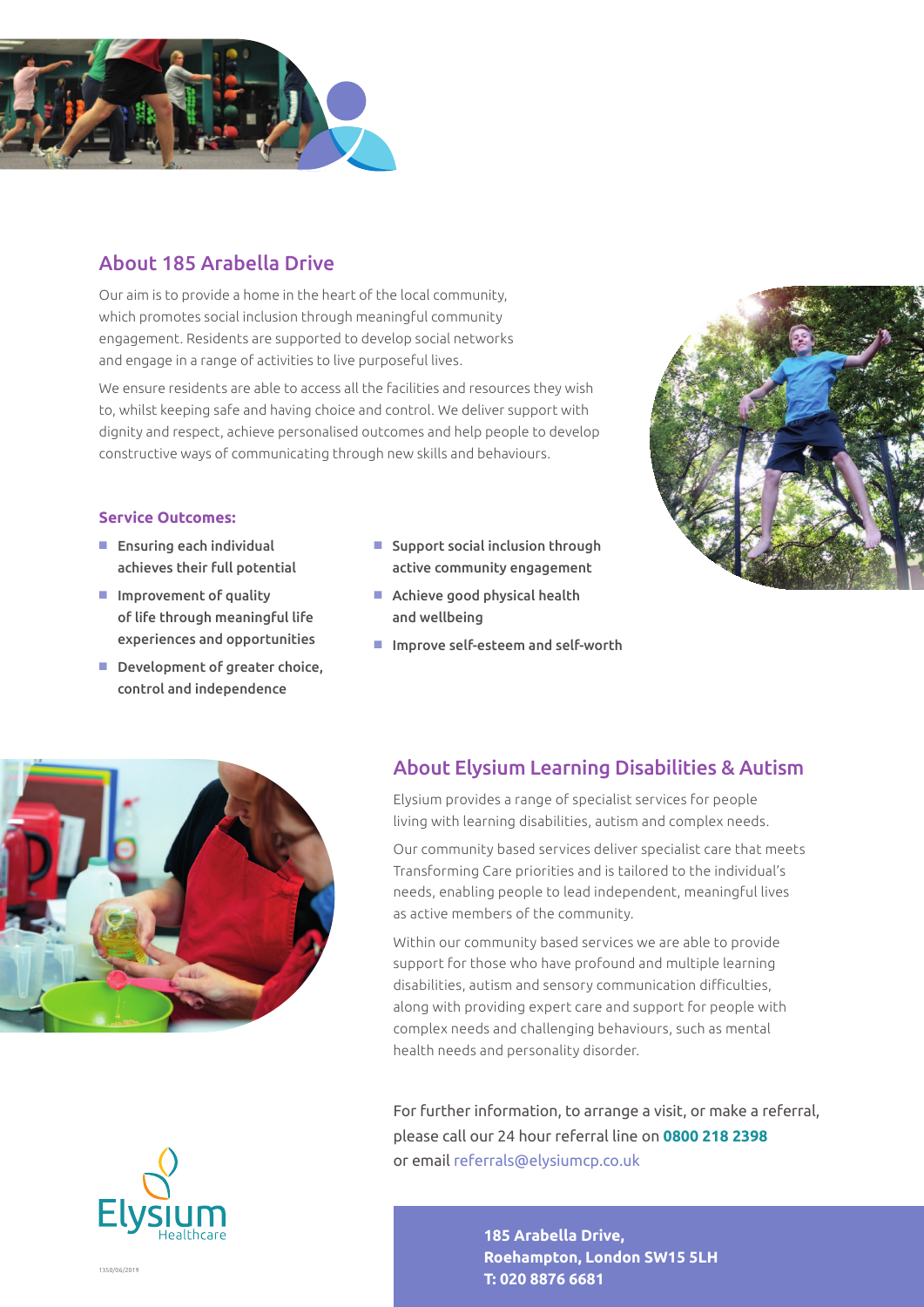## About 185 Arabella Drive

Our aim is to provide a home in the heart of the local community, which promotes social inclusion through meaningful community engagement. Residents are supported to develop social networks and engage in a range of activities to live purposeful lives.

We ensure residents are able to access all the facilities and resources they wish to, whilst keeping safe and having choice and control. We deliver support with dignity and respect, achieve personalised outcomes and help people to develop constructive ways of communicating through new skills and behaviours.

### Service Outcomes:

- Ensuring each individual achieves their full potential
- Improvement of quality of life through meaningful life experiences and opportunities
- Development of greater choice, control and independence
- Support social inclusion through active community engagement
- Achieve good physical health and wellbeing
- Improve self-esteem and self-worth

## About Elysium Learning Disabilities & Autism

Elysium provides a range of specialist services for people living with learning disabilities, autism and complex needs.

Our community based services deliver specialist care that meets Transforming Care priorities and is tailored to the individual's needs, enabling people to lead independent, meaningful lives as active members of the community.

Within our community based services we are able to provide support for those who have profound and multiple learning disabilities, autism and sensory communication difficulties, along with providing expert care and support for people with complex needs and challenging behaviours, such as mental health needs and personality disorder.

For further information, to arrange a visit, or make a referral, please call our 24 hour referral line on **0800 218 2398** or email referrals@elysiumcp.co.uk

Elysium Healthcare

**185 Arabella Drive,**
**Roehampton, London SW15 5LH**
**T: 020 8876 6681**

1350/06/2019